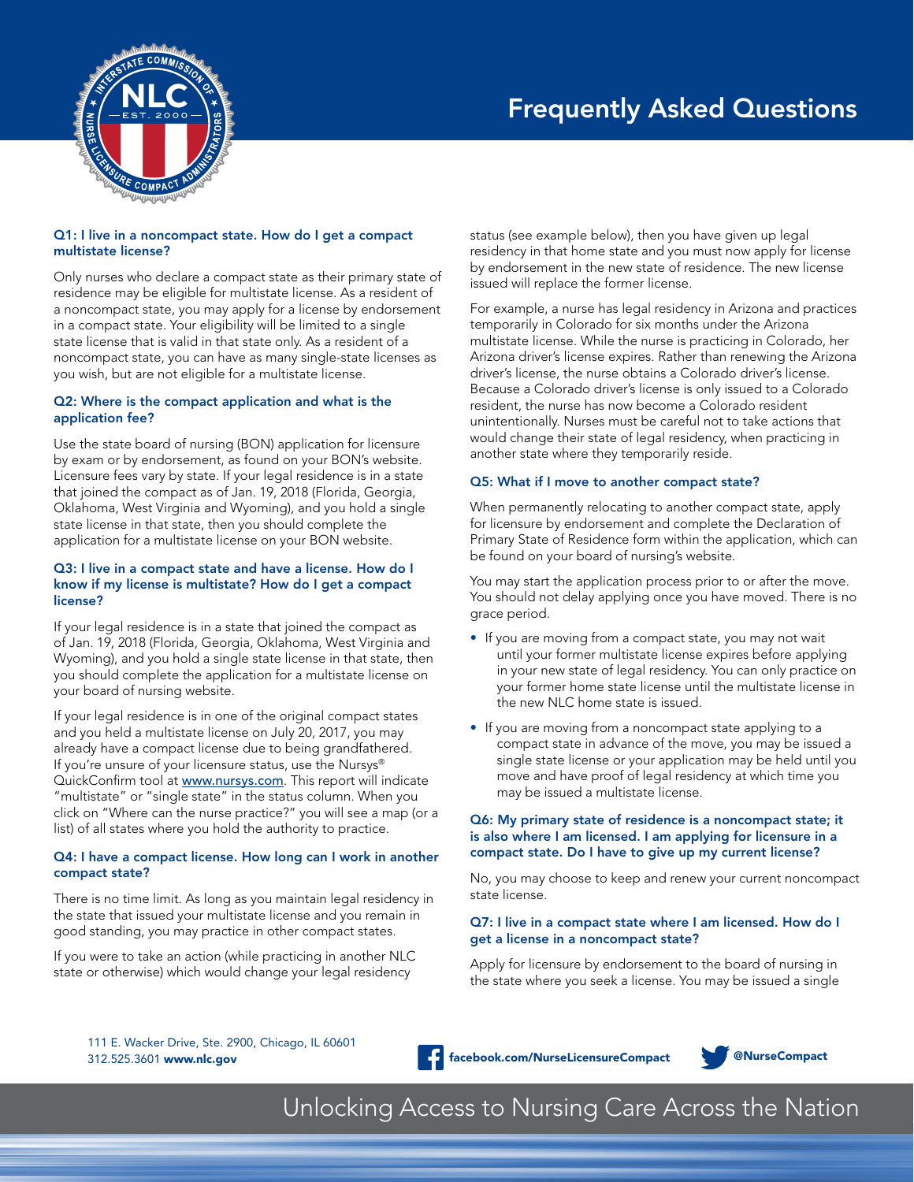# Frequently Asked Questions

### Q1: I live in a noncompact state. How do I get a compact multistate license?

Only nurses who declare a compact state as their primary state of residence may be eligible for multistate license. As a resident of a noncompact state, you may apply for a license by endorsement in a compact state. Your eligibility will be limited to a single state license that is valid in that state only. As a resident of a noncompact state, you can have as many single-state licenses as you wish, but are not eligible for a multistate license.

### Q2: Where is the compact application and what is the application fee?

Use the state board of nursing (BON) application for licensure by exam or by endorsement, as found on your BON's website. Licensure fees vary by state. If your legal residence is in a state that joined the compact as of Jan. 19, 2018 (Florida, Georgia, Oklahoma, West Virginia and Wyoming), and you hold a single state license in that state, then you should complete the application for a multistate license on your BON website.

### Q3: I live in a compact state and have a license. How do I know if my license is multistate? How do I get a compact license?

If your legal residence is in a state that joined the compact as of Jan. 19, 2018 (Florida, Georgia, Oklahoma, West Virginia and Wyoming), and you hold a single state license in that state, then you should complete the application for a multistate license on your board of nursing website.

If your legal residence is in one of the original compact states and you held a multistate license on July 20, 2017, you may already have a compact license due to being grandfathered. If you're unsure of your licensure status, use the Nursys® QuickConfirm tool at www.nursys.com. This report will indicate "multistate" or "single state" in the status column. When you click on "Where can the nurse practice?" you will see a map (or a list) of all states where you hold the authority to practice.

### Q4: I have a compact license. How long can I work in another compact state?

There is no time limit. As long as you maintain legal residency in the state that issued your multistate license and you remain in good standing, you may practice in other compact states.

If you were to take an action (while practicing in another NLC state or otherwise) which would change your legal residency status (see example below), then you have given up legal residency in that home state and you must now apply for license by endorsement in the new state of residence. The new license issued will replace the former license.

For example, a nurse has legal residency in Arizona and practices temporarily in Colorado for six months under the Arizona multistate license. While the nurse is practicing in Colorado, her Arizona driver's license expires. Rather than renewing the Arizona driver's license, the nurse obtains a Colorado driver's license. Because a Colorado driver's license is only issued to a Colorado resident, the nurse has now become a Colorado resident unintentionally. Nurses must be careful not to take actions that would change their state of legal residency, when practicing in another state where they temporarily reside.

### Q5: What if I move to another compact state?

When permanently relocating to another compact state, apply for licensure by endorsement and complete the Declaration of Primary State of Residence form within the application, which can be found on your board of nursing's website.

You may start the application process prior to or after the move. You should not delay applying once you have moved. There is no grace period.

- If you are moving from a compact state, you may not wait until your former multistate license expires before applying in your new state of legal residency. You can only practice on your former home state license until the multistate license in the new NLC home state is issued.
- If you are moving from a noncompact state applying to a compact state in advance of the move, you may be issued a single state license or your application may be held until you move and have proof of legal residency at which time you may be issued a multistate license.

### Q6: My primary state of residence is a noncompact state; it is also where I am licensed. I am applying for licensure in a compact state. Do I have to give up my current license?

No, you may choose to keep and renew your current noncompact state license.

### Q7: I live in a compact state where I am licensed. How do I get a license in a noncompact state?

Apply for licensure by endorsement to the board of nursing in the state where you seek a license. You may be issued a single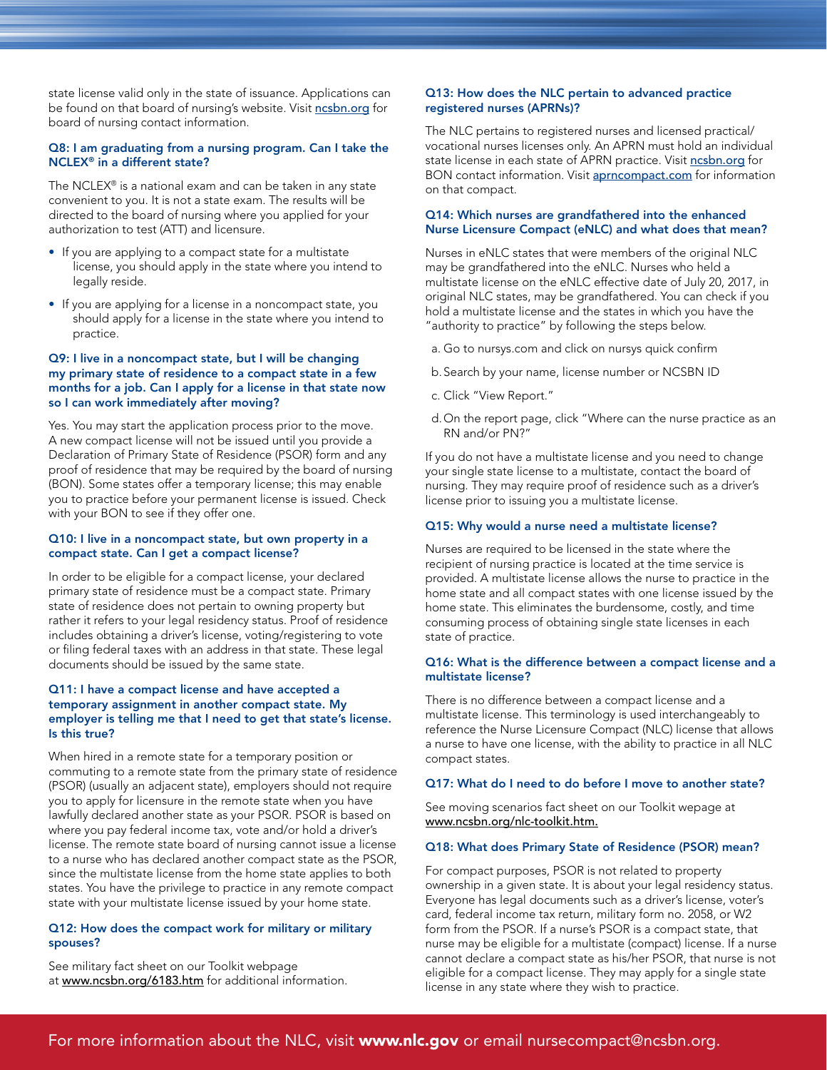state license valid only in the state of issuance. Applications can be found on that board of nursing's website. Visit [ncsbn.org](ncsbn.org) for board of nursing contact information.

### Q8: I am graduating from a nursing program. Can I take the NCLEX® in a different state?

The NCLEX® is a national exam and can be taken in any state convenient to you. It is not a state exam. The results will be directed to the board of nursing where you applied for your authorization to test (ATT) and licensure.

- If you are applying to a compact state for a multistate license, you should apply in the state where you intend to legally reside.
- If you are applying for a license in a noncompact state, you should apply for a license in the state where you intend to practice.

### Q9: I live in a noncompact state, but I will be changing my primary state of residence to a compact state in a few months for a job. Can I apply for a license in that state now so I can work immediately after moving?

Yes. You may start the application process prior to the move. A new compact license will not be issued until you provide a Declaration of Primary State of Residence (PSOR) form and any proof of residence that may be required by the board of nursing (BON). Some states offer a temporary license; this may enable you to practice before your permanent license is issued. Check with your BON to see if they offer one.

### Q10: I live in a noncompact state, but own property in a compact state. Can I get a compact license?

In order to be eligible for a compact license, your declared primary state of residence must be a compact state. Primary state of residence does not pertain to owning property but rather it refers to your legal residency status. Proof of residence includes obtaining a driver's license, voting/registering to vote or filing federal taxes with an address in that state. These legal documents should be issued by the same state.

### Q11: I have a compact license and have accepted a temporary assignment in another compact state. My employer is telling me that I need to get that state's license. Is this true?

When hired in a remote state for a temporary position or commuting to a remote state from the primary state of residence (PSOR) (usually an adjacent state), employers should not require you to apply for licensure in the remote state when you have lawfully declared another state as your PSOR. PSOR is based on where you pay federal income tax, vote and/or hold a driver's license. The remote state board of nursing cannot issue a license to a nurse who has declared another compact state as the PSOR, since the multistate license from the home state applies to both states. You have the privilege to practice in any remote compact state with your multistate license issued by your home state.

### Q12: How does the compact work for military or military spouses?

See military fact sheet on our Toolkit webpage at www.ncsbn.org/6183.htm for additional information.

### Q13: How does the NLC pertain to advanced practice registered nurses (APRNs)?

The NLC pertains to registered nurses and licensed practical/vocational nurses licenses only. An APRN must hold an individual state license in each state of APRN practice. Visit [ncsbn.org](ncsbn.org) for BON contact information. Visit [aprncompact.com](aprncompact.com) for information on that compact.

### Q14: Which nurses are grandfathered into the enhanced Nurse Licensure Compact (eNLC) and what does that mean?

Nurses in eNLC states that were members of the original NLC may be grandfathered into the eNLC. Nurses who held a multistate license on the eNLC effective date of July 20, 2017, in original NLC states, may be grandfathered. You can check if you hold a multistate license and the states in which you have the "authority to practice" by following the steps below.

a. Go to nursys.com and click on nursys quick confirm

b. Search by your name, license number or NCSBN ID

c. Click "View Report."

d. On the report page, click "Where can the nurse practice as an RN and/or PN?"

If you do not have a multistate license and you need to change your single state license to a multistate, contact the board of nursing. They may require proof of residence such as a driver's license prior to issuing you a multistate license.

### Q15: Why would a nurse need a multistate license?

Nurses are required to be licensed in the state where the recipient of nursing practice is located at the time service is provided. A multistate license allows the nurse to practice in the home state and all compact states with one license issued by the home state. This eliminates the burdensome, costly, and time consuming process of obtaining single state licenses in each state of practice.

### Q16: What is the difference between a compact license and a multistate license?

There is no difference between a compact license and a multistate license. This terminology is used interchangeably to reference the Nurse Licensure Compact (NLC) license that allows a nurse to have one license, with the ability to practice in all NLC compact states.

### Q17: What do I need to do before I move to another state?

See moving scenarios fact sheet on our Toolkit wepage at www.ncsbn.org/nlc-toolkit.htm.

### Q18: What does Primary State of Residence (PSOR) mean?

For compact purposes, PSOR is not related to property ownership in a given state. It is about your legal residency status. Everyone has legal documents such as a driver's license, voter's card, federal income tax return, military form no. 2058, or W2 form from the PSOR. If a nurse's PSOR is a compact state, that nurse may be eligible for a multistate (compact) license. If a nurse cannot declare a compact state as his/her PSOR, that nurse is not eligible for a compact license. They may apply for a single state license in any state where they wish to practice.

For more information about the NLC, visit **www.nlc.gov** or email nursecompact@ncsbn.org.